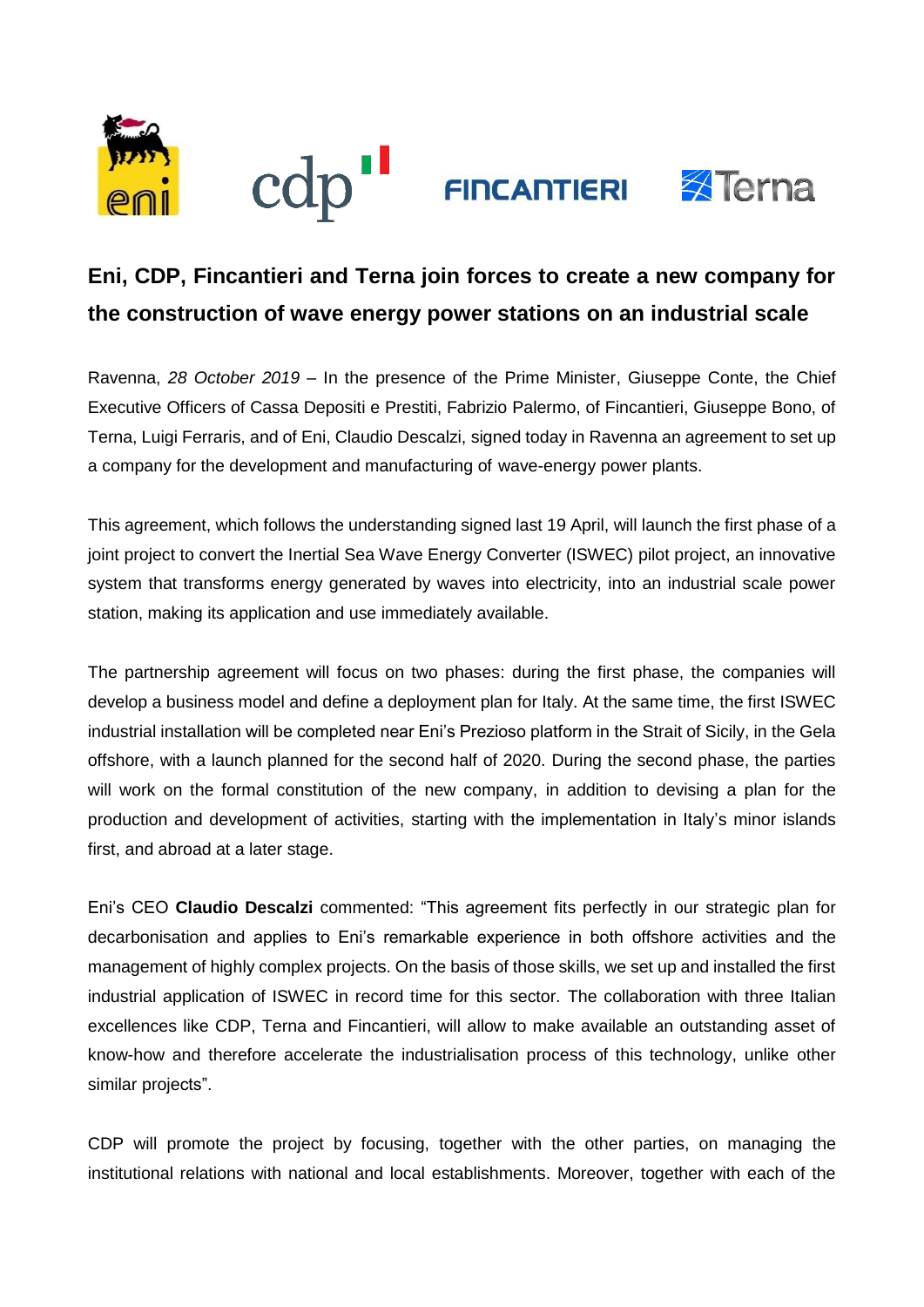# Eni, CDP, Fincantieri and Terna join forces to create a new company for the construction of wave energy power stations on an industrial scale

Ravenna, *28 October 2019* – In the presence of the Prime Minister, Giuseppe Conte, the Chief Executive Officers of Cassa Depositi e Prestiti, Fabrizio Palermo, of Fincantieri, Giuseppe Bono, of Terna, Luigi Ferraris, and of Eni, Claudio Descalzi, signed today in Ravenna an agreement to set up a company for the development and manufacturing of wave-energy power plants.

This agreement, which follows the understanding signed last 19 April, will launch the first phase of a joint project to convert the Inertial Sea Wave Energy Converter (ISWEC) pilot project, an innovative system that transforms energy generated by waves into electricity, into an industrial scale power station, making its application and use immediately available.

The partnership agreement will focus on two phases: during the first phase, the companies will develop a business model and define a deployment plan for Italy. At the same time, the first ISWEC industrial installation will be completed near Eni's Prezioso platform in the Strait of Sicily, in the Gela offshore, with a launch planned for the second half of 2020. During the second phase, the parties will work on the formal constitution of the new company, in addition to devising a plan for the production and development of activities, starting with the implementation in Italy's minor islands first, and abroad at a later stage.

Eni's CEO **Claudio Descalzi** commented: "This agreement fits perfectly in our strategic plan for decarbonisation and applies to Eni's remarkable experience in both offshore activities and the management of highly complex projects. On the basis of those skills, we set up and installed the first industrial application of ISWEC in record time for this sector. The collaboration with three Italian excellences like CDP, Terna and Fincantieri, will allow to make available an outstanding asset of know-how and therefore accelerate the industrialisation process of this technology, unlike other similar projects".

CDP will promote the project by focusing, together with the other parties, on managing the institutional relations with national and local establishments. Moreover, together with each of the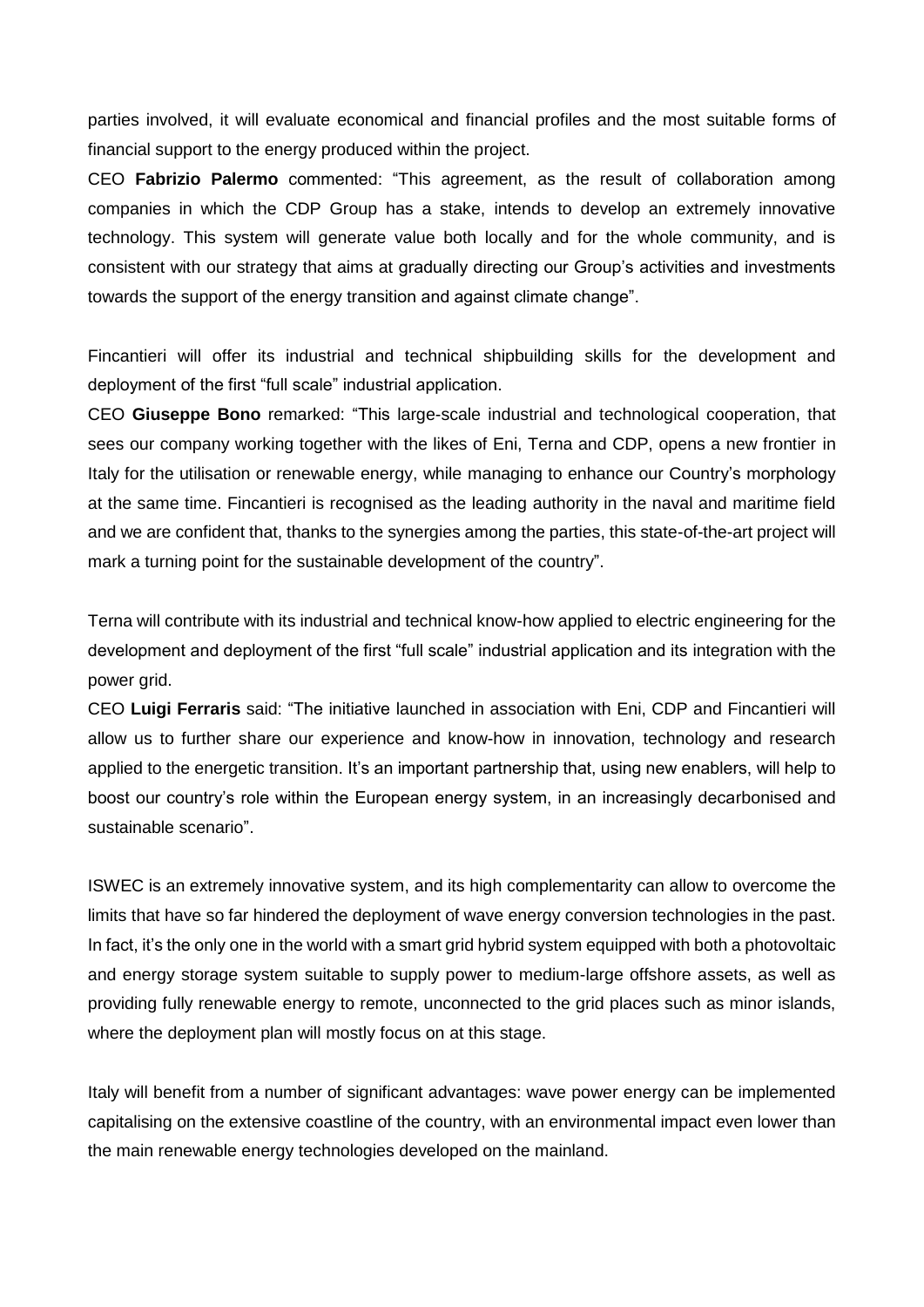parties involved, it will evaluate economical and financial profiles and the most suitable forms of financial support to the energy produced within the project.

CEO **Fabrizio Palermo** commented: "This agreement, as the result of collaboration among companies in which the CDP Group has a stake, intends to develop an extremely innovative technology. This system will generate value both locally and for the whole community, and is consistent with our strategy that aims at gradually directing our Group's activities and investments towards the support of the energy transition and against climate change".

Fincantieri will offer its industrial and technical shipbuilding skills for the development and deployment of the first "full scale" industrial application.

CEO **Giuseppe Bono** remarked: "This large-scale industrial and technological cooperation, that sees our company working together with the likes of Eni, Terna and CDP, opens a new frontier in Italy for the utilisation or renewable energy, while managing to enhance our Country's morphology at the same time. Fincantieri is recognised as the leading authority in the naval and maritime field and we are confident that, thanks to the synergies among the parties, this state-of-the-art project will mark a turning point for the sustainable development of the country".

Terna will contribute with its industrial and technical know-how applied to electric engineering for the development and deployment of the first "full scale" industrial application and its integration with the power grid.

CEO **Luigi Ferraris** said: "The initiative launched in association with Eni, CDP and Fincantieri will allow us to further share our experience and know-how in innovation, technology and research applied to the energetic transition. It's an important partnership that, using new enablers, will help to boost our country's role within the European energy system, in an increasingly decarbonised and sustainable scenario".

ISWEC is an extremely innovative system, and its high complementarity can allow to overcome the limits that have so far hindered the deployment of wave energy conversion technologies in the past. In fact, it's the only one in the world with a smart grid hybrid system equipped with both a photovoltaic and energy storage system suitable to supply power to medium-large offshore assets, as well as providing fully renewable energy to remote, unconnected to the grid places such as minor islands, where the deployment plan will mostly focus on at this stage.

Italy will benefit from a number of significant advantages: wave power energy can be implemented capitalising on the extensive coastline of the country, with an environmental impact even lower than the main renewable energy technologies developed on the mainland.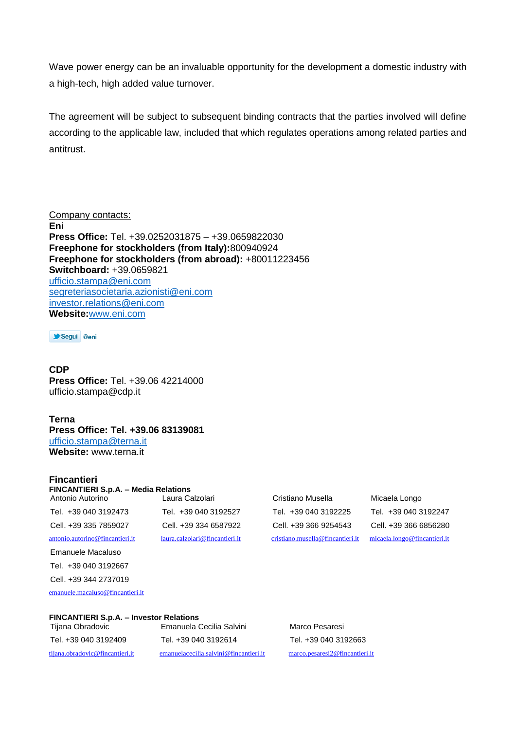Wave power energy can be an invaluable opportunity for the development a domestic industry with a high-tech, high added value turnover.

The agreement will be subject to subsequent binding contracts that the parties involved will define according to the applicable law, included that which regulates operations among related parties and antitrust.

Company contacts:

**Eni**
**Press Office:** Tel. +39.0252031875 – +39.0659822030
**Freephone for stockholders (from Italy):**800940924
**Freephone for stockholders (from abroad):** +80011223456
**Switchboard:** +39.0659821
ufficio.stampa@eni.com
segreteriasocietaria.azionisti@eni.com
investor.relations@eni.com
**Website:**www.eni.com

Segui @eni

**CDP**
**Press Office:** Tel. +39.06 42214000
ufficio.stampa@cdp.it

**Terna**
**Press Office: Tel. +39.06 83139081**
ufficio.stampa@terna.it
**Website:** www.terna.it

**Fincantieri**

**FINCANTIERI S.p.A. – Media Relations**

| | | | |
|---|---|---|---|
| Antonio Autorino | Laura Calzolari | Cristiano Musella | Micaela Longo |
| Tel. +39 040 3192473 | Tel. +39 040 3192527 | Tel. +39 040 3192225 | Tel. +39 040 3192247 |
| Cell. +39 335 7859027 | Cell. +39 334 6587922 | Cell. +39 366 9254543 | Cell. +39 366 6856280 |
| antonio.autorino@fincantieri.it | laura.calzolari@fincantieri.it | cristiano.musella@fincantieri.it | micaela.longo@fincantieri.it |
| Emanuele Macaluso | | | |
| Tel. +39 040 3192667 | | | |
| Cell. +39 344 2737019 | | | |
| emanuele.macaluso@fincantieri.it | | | |

**FINCANTIERI S.p.A. – Investor Relations**

| | | |
|---|---|---|
| Tijana Obradovic | Emanuela Cecilia Salvini | Marco Pesaresi |
| Tel. +39 040 3192409 | Tel. +39 040 3192614 | Tel. +39 040 3192663 |
| tijana.obradovic@fincantieri.it | emanuelacecilia.salvini@fincantieri.it | marco.pesaresi2@fincantieri.it |